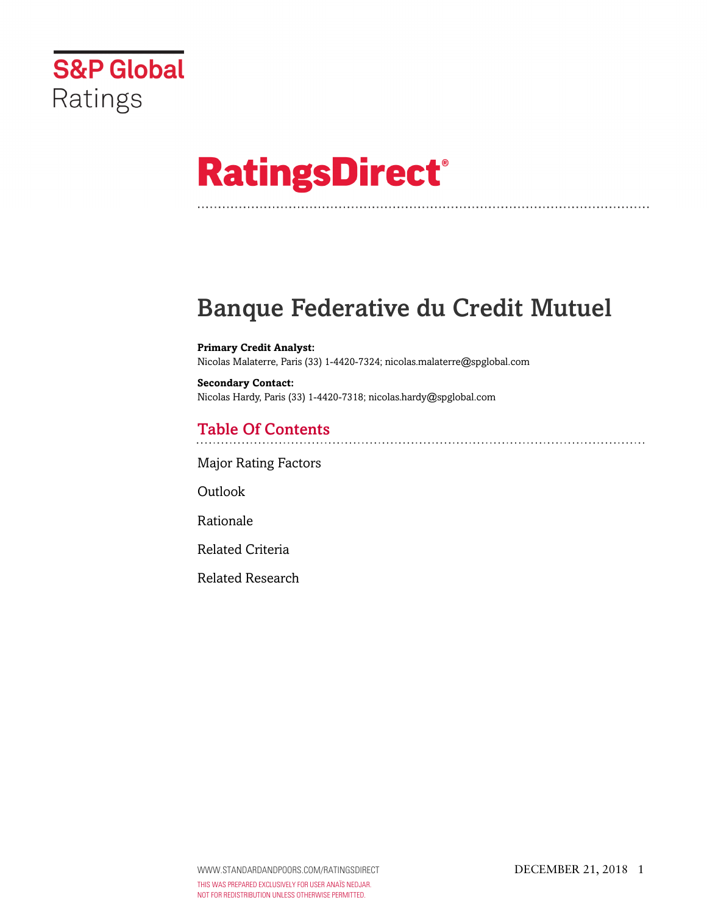S&P Global Ratings

# RatingsDirect®

# Banque Federative du Credit Mutuel

**Primary Credit Analyst:**
Nicolas Malaterre, Paris (33) 1-4420-7324; nicolas.malaterre@spglobal.com

**Secondary Contact:**
Nicolas Hardy, Paris (33) 1-4420-7318; nicolas.hardy@spglobal.com

## Table Of Contents

Major Rating Factors

Outlook

Rationale

Related Criteria

Related Research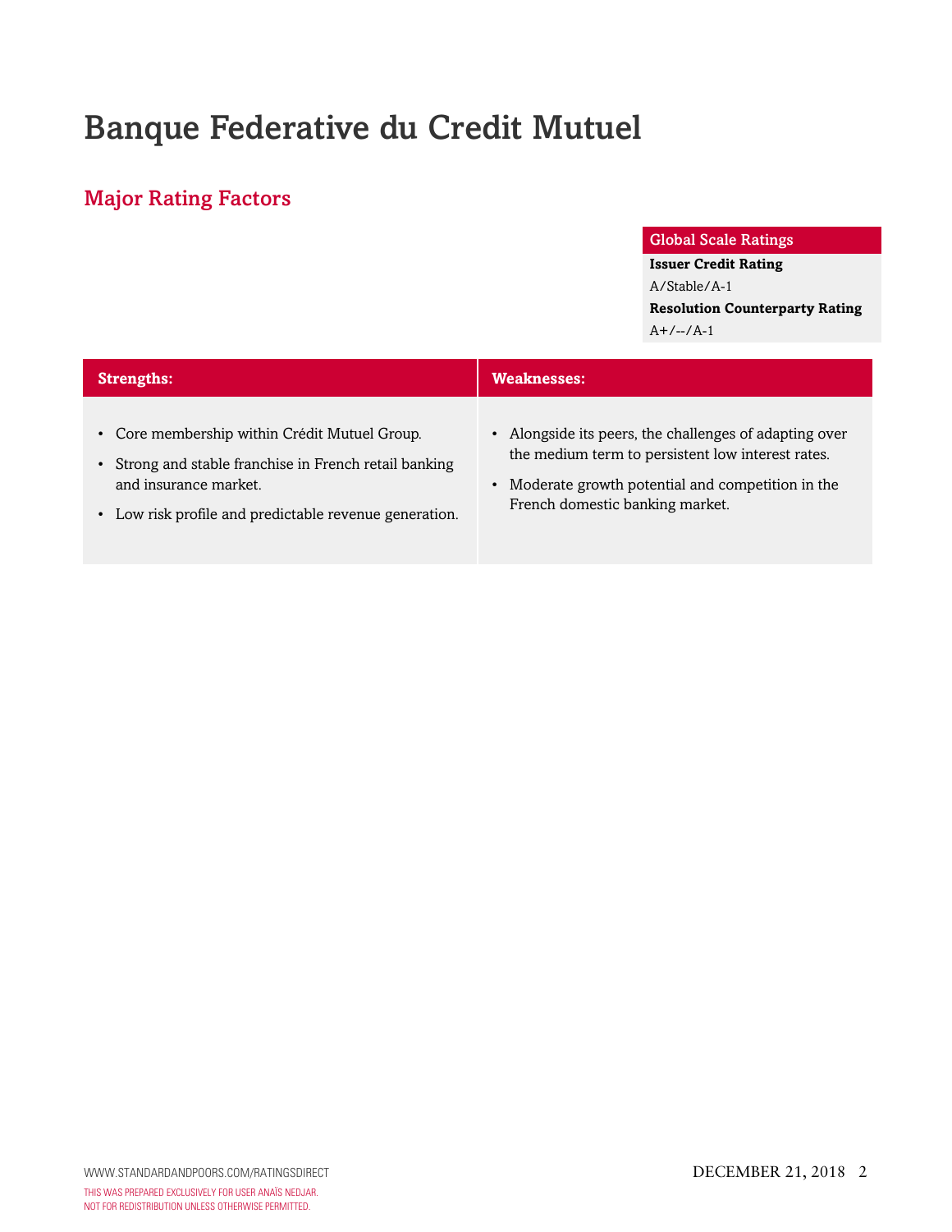# Banque Federative du Credit Mutuel

## Major Rating Factors

| Global Scale Ratings |
| --- |
| **Issuer Credit Rating** |
| A/Stable/A-1 |
| **Resolution Counterparty Rating** |
| A+/--/A-1 |

| Strengths: | Weaknesses: |
| --- | --- |
| • Core membership within Crédit Mutuel Group.<br>• Strong and stable franchise in French retail banking and insurance market.<br>• Low risk profile and predictable revenue generation. | • Alongside its peers, the challenges of adapting over the medium term to persistent low interest rates.<br>• Moderate growth potential and competition in the French domestic banking market. |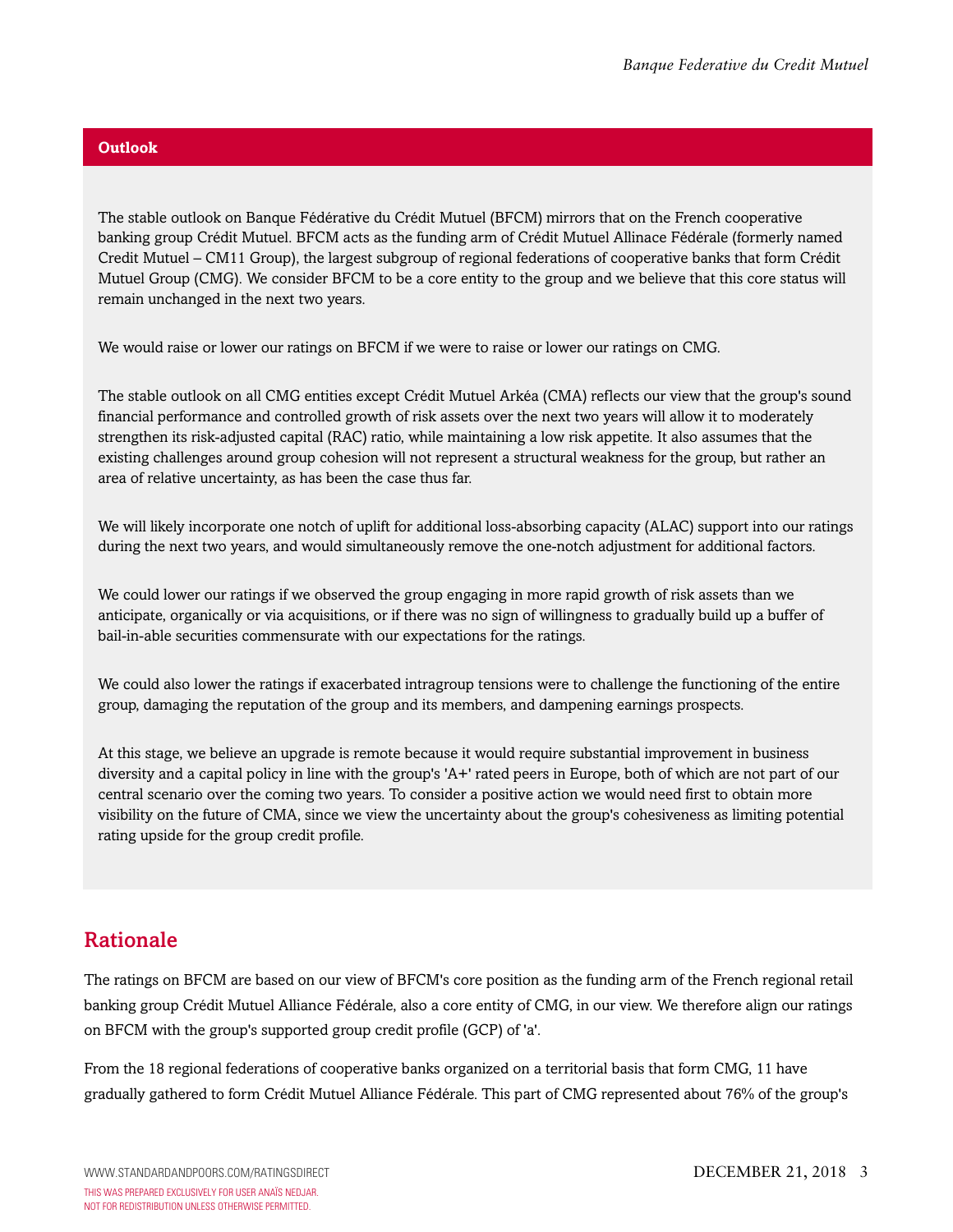## Outlook

The stable outlook on Banque Fédérative du Crédit Mutuel (BFCM) mirrors that on the French cooperative banking group Crédit Mutuel. BFCM acts as the funding arm of Crédit Mutuel Allinace Fédérale (formerly named Credit Mutuel – CM11 Group), the largest subgroup of regional federations of cooperative banks that form Crédit Mutuel Group (CMG). We consider BFCM to be a core entity to the group and we believe that this core status will remain unchanged in the next two years.

We would raise or lower our ratings on BFCM if we were to raise or lower our ratings on CMG.

The stable outlook on all CMG entities except Crédit Mutuel Arkéa (CMA) reflects our view that the group's sound financial performance and controlled growth of risk assets over the next two years will allow it to moderately strengthen its risk-adjusted capital (RAC) ratio, while maintaining a low risk appetite. It also assumes that the existing challenges around group cohesion will not represent a structural weakness for the group, but rather an area of relative uncertainty, as has been the case thus far.

We will likely incorporate one notch of uplift for additional loss-absorbing capacity (ALAC) support into our ratings during the next two years, and would simultaneously remove the one-notch adjustment for additional factors.

We could lower our ratings if we observed the group engaging in more rapid growth of risk assets than we anticipate, organically or via acquisitions, or if there was no sign of willingness to gradually build up a buffer of bail-in-able securities commensurate with our expectations for the ratings.

We could also lower the ratings if exacerbated intragroup tensions were to challenge the functioning of the entire group, damaging the reputation of the group and its members, and dampening earnings prospects.

At this stage, we believe an upgrade is remote because it would require substantial improvement in business diversity and a capital policy in line with the group's 'A+' rated peers in Europe, both of which are not part of our central scenario over the coming two years. To consider a positive action we would need first to obtain more visibility on the future of CMA, since we view the uncertainty about the group's cohesiveness as limiting potential rating upside for the group credit profile.

## Rationale

The ratings on BFCM are based on our view of BFCM's core position as the funding arm of the French regional retail banking group Crédit Mutuel Alliance Fédérale, also a core entity of CMG, in our view. We therefore align our ratings on BFCM with the group's supported group credit profile (GCP) of 'a'.

From the 18 regional federations of cooperative banks organized on a territorial basis that form CMG, 11 have gradually gathered to form Crédit Mutuel Alliance Fédérale. This part of CMG represented about 76% of the group's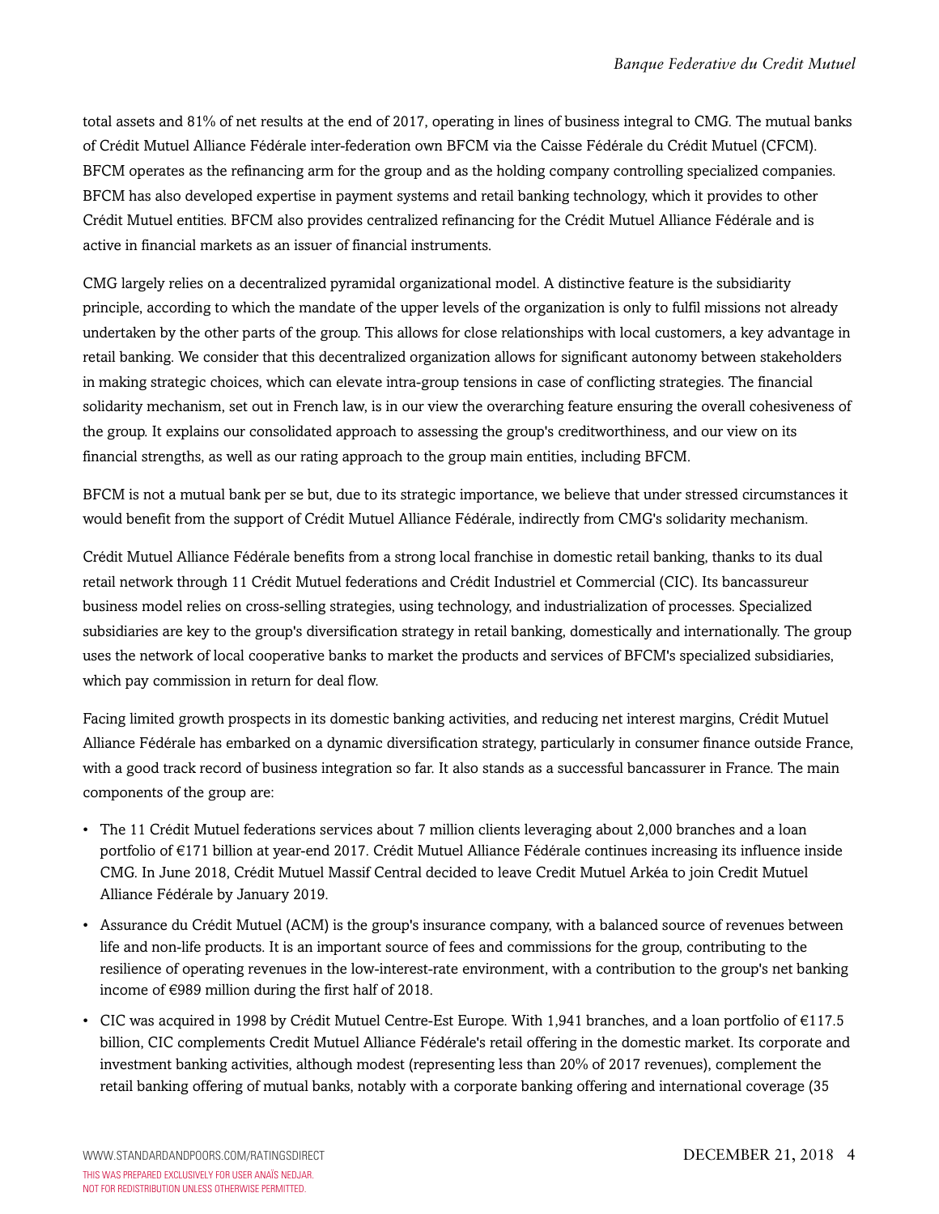total assets and 81% of net results at the end of 2017, operating in lines of business integral to CMG. The mutual banks of Crédit Mutuel Alliance Fédérale inter-federation own BFCM via the Caisse Fédérale du Crédit Mutuel (CFCM). BFCM operates as the refinancing arm for the group and as the holding company controlling specialized companies. BFCM has also developed expertise in payment systems and retail banking technology, which it provides to other Crédit Mutuel entities. BFCM also provides centralized refinancing for the Crédit Mutuel Alliance Fédérale and is active in financial markets as an issuer of financial instruments.

CMG largely relies on a decentralized pyramidal organizational model. A distinctive feature is the subsidiarity principle, according to which the mandate of the upper levels of the organization is only to fulfil missions not already undertaken by the other parts of the group. This allows for close relationships with local customers, a key advantage in retail banking. We consider that this decentralized organization allows for significant autonomy between stakeholders in making strategic choices, which can elevate intra-group tensions in case of conflicting strategies. The financial solidarity mechanism, set out in French law, is in our view the overarching feature ensuring the overall cohesiveness of the group. It explains our consolidated approach to assessing the group's creditworthiness, and our view on its financial strengths, as well as our rating approach to the group main entities, including BFCM.

BFCM is not a mutual bank per se but, due to its strategic importance, we believe that under stressed circumstances it would benefit from the support of Crédit Mutuel Alliance Fédérale, indirectly from CMG's solidarity mechanism.

Crédit Mutuel Alliance Fédérale benefits from a strong local franchise in domestic retail banking, thanks to its dual retail network through 11 Crédit Mutuel federations and Crédit Industriel et Commercial (CIC). Its bancassureur business model relies on cross-selling strategies, using technology, and industrialization of processes. Specialized subsidiaries are key to the group's diversification strategy in retail banking, domestically and internationally. The group uses the network of local cooperative banks to market the products and services of BFCM's specialized subsidiaries, which pay commission in return for deal flow.

Facing limited growth prospects in its domestic banking activities, and reducing net interest margins, Crédit Mutuel Alliance Fédérale has embarked on a dynamic diversification strategy, particularly in consumer finance outside France, with a good track record of business integration so far. It also stands as a successful bancassurer in France. The main components of the group are:

- The 11 Crédit Mutuel federations services about 7 million clients leveraging about 2,000 branches and a loan portfolio of €171 billion at year-end 2017. Crédit Mutuel Alliance Fédérale continues increasing its influence inside CMG. In June 2018, Crédit Mutuel Massif Central decided to leave Credit Mutuel Arkéa to join Credit Mutuel Alliance Fédérale by January 2019.
- Assurance du Crédit Mutuel (ACM) is the group's insurance company, with a balanced source of revenues between life and non-life products. It is an important source of fees and commissions for the group, contributing to the resilience of operating revenues in the low-interest-rate environment, with a contribution to the group's net banking income of €989 million during the first half of 2018.
- CIC was acquired in 1998 by Crédit Mutuel Centre-Est Europe. With 1,941 branches, and a loan portfolio of €117.5 billion, CIC complements Credit Mutuel Alliance Fédérale's retail offering in the domestic market. Its corporate and investment banking activities, although modest (representing less than 20% of 2017 revenues), complement the retail banking offering of mutual banks, notably with a corporate banking offering and international coverage (35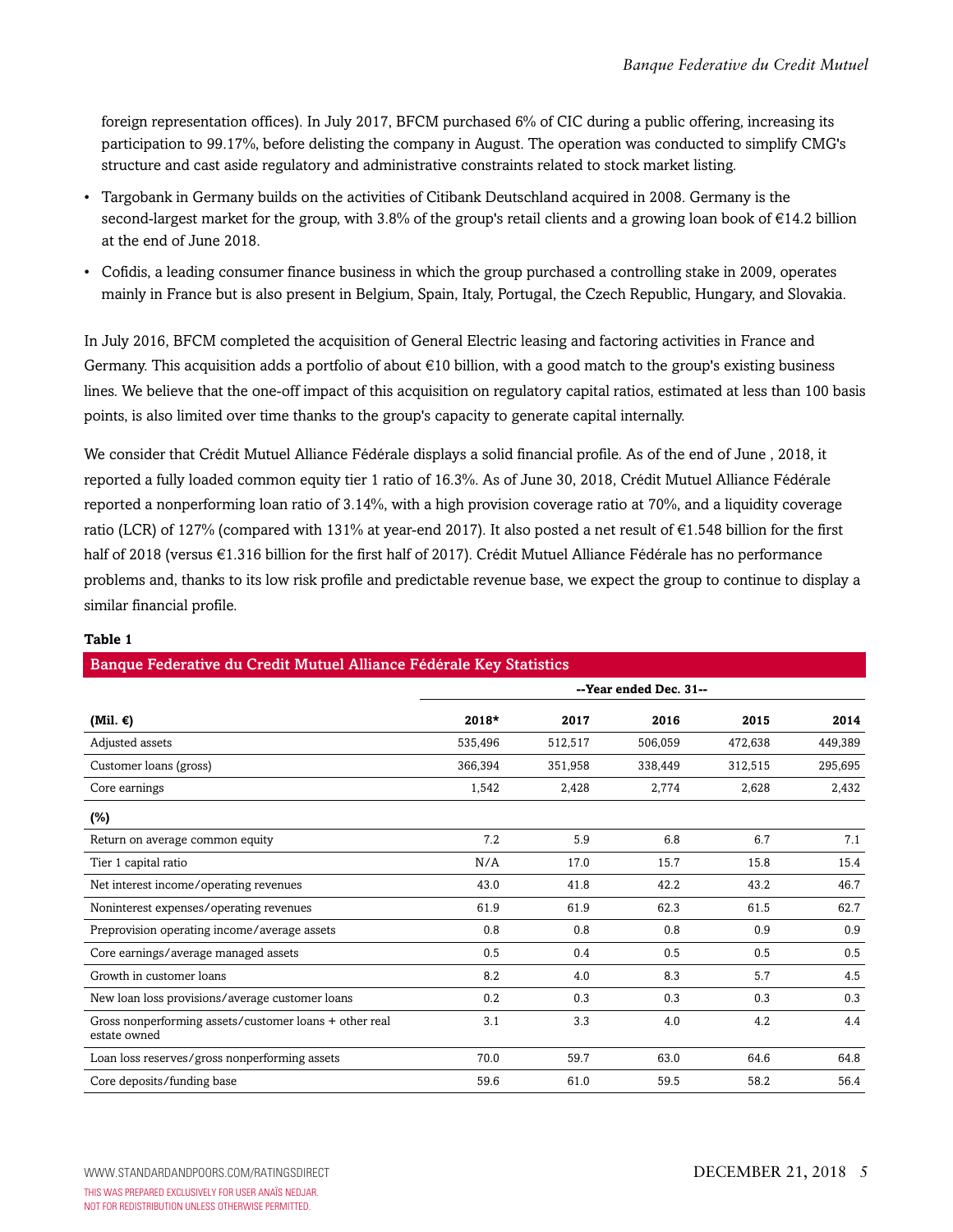foreign representation offices). In July 2017, BFCM purchased 6% of CIC during a public offering, increasing its participation to 99.17%, before delisting the company in August. The operation was conducted to simplify CMG's structure and cast aside regulatory and administrative constraints related to stock market listing.

- Targobank in Germany builds on the activities of Citibank Deutschland acquired in 2008. Germany is the second-largest market for the group, with 3.8% of the group's retail clients and a growing loan book of €14.2 billion at the end of June 2018.
- Cofidis, a leading consumer finance business in which the group purchased a controlling stake in 2009, operates mainly in France but is also present in Belgium, Spain, Italy, Portugal, the Czech Republic, Hungary, and Slovakia.

In July 2016, BFCM completed the acquisition of General Electric leasing and factoring activities in France and Germany. This acquisition adds a portfolio of about €10 billion, with a good match to the group's existing business lines. We believe that the one-off impact of this acquisition on regulatory capital ratios, estimated at less than 100 basis points, is also limited over time thanks to the group's capacity to generate capital internally.

We consider that Crédit Mutuel Alliance Fédérale displays a solid financial profile. As of the end of June , 2018, it reported a fully loaded common equity tier 1 ratio of 16.3%. As of June 30, 2018, Crédit Mutuel Alliance Fédérale reported a nonperforming loan ratio of 3.14%, with a high provision coverage ratio at 70%, and a liquidity coverage ratio (LCR) of 127% (compared with 131% at year-end 2017). It also posted a net result of €1.548 billion for the first half of 2018 (versus €1.316 billion for the first half of 2017). Crédit Mutuel Alliance Fédérale has no performance problems and, thanks to its low risk profile and predictable revenue base, we expect the group to continue to display a similar financial profile.

**Table 1**

**Banque Federative du Credit Mutuel Alliance Fédérale Key Statistics**

| | --Year ended Dec. 31-- | | | | |
|---|---|---|---|---|---|
| **(Mil. €)** | **2018*** | **2017** | **2016** | **2015** | **2014** |
| Adjusted assets | 535,496 | 512,517 | 506,059 | 472,638 | 449,389 |
| Customer loans (gross) | 366,394 | 351,958 | 338,449 | 312,515 | 295,695 |
| Core earnings | 1,542 | 2,428 | 2,774 | 2,628 | 2,432 |
| **(%)** | | | | | |
| Return on average common equity | 7.2 | 5.9 | 6.8 | 6.7 | 7.1 |
| Tier 1 capital ratio | N/A | 17.0 | 15.7 | 15.8 | 15.4 |
| Net interest income/operating revenues | 43.0 | 41.8 | 42.2 | 43.2 | 46.7 |
| Noninterest expenses/operating revenues | 61.9 | 61.9 | 62.3 | 61.5 | 62.7 |
| Preprovision operating income/average assets | 0.8 | 0.8 | 0.8 | 0.9 | 0.9 |
| Core earnings/average managed assets | 0.5 | 0.4 | 0.5 | 0.5 | 0.5 |
| Growth in customer loans | 8.2 | 4.0 | 8.3 | 5.7 | 4.5 |
| New loan loss provisions/average customer loans | 0.2 | 0.3 | 0.3 | 0.3 | 0.3 |
| Gross nonperforming assets/customer loans + other real estate owned | 3.1 | 3.3 | 4.0 | 4.2 | 4.4 |
| Loan loss reserves/gross nonperforming assets | 70.0 | 59.7 | 63.0 | 64.6 | 64.8 |
| Core deposits/funding base | 59.6 | 61.0 | 59.5 | 58.2 | 56.4 |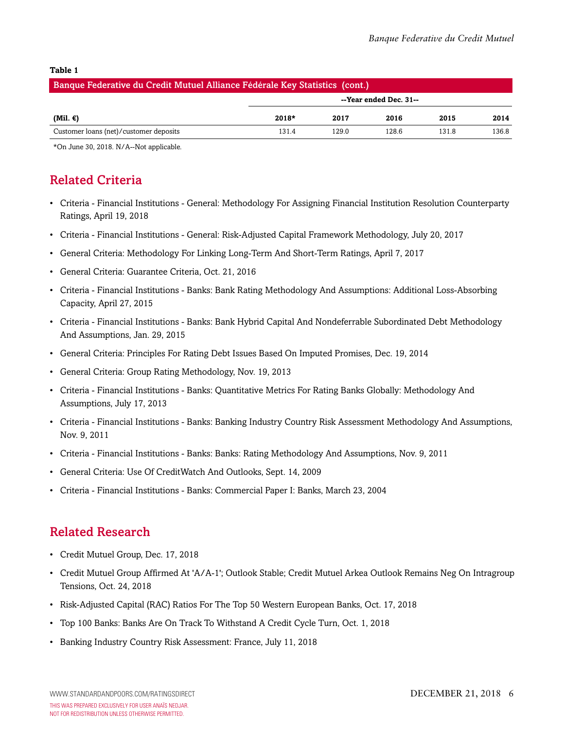**Table 1**

| Banque Federative du Credit Mutuel Alliance Fédérale Key Statistics (cont.) | | | | | |
|---|---|---|---|---|---|
| | --Year ended Dec. 31-- | | | | |
| (Mil. €) | 2018* | 2017 | 2016 | 2015 | 2014 |
| Customer loans (net)/customer deposits | 131.4 | 129.0 | 128.6 | 131.8 | 136.8 |

*On June 30, 2018. N/A--Not applicable.

## Related Criteria

- Criteria - Financial Institutions - General: Methodology For Assigning Financial Institution Resolution Counterparty Ratings, April 19, 2018
- Criteria - Financial Institutions - General: Risk-Adjusted Capital Framework Methodology, July 20, 2017
- General Criteria: Methodology For Linking Long-Term And Short-Term Ratings, April 7, 2017
- General Criteria: Guarantee Criteria, Oct. 21, 2016
- Criteria - Financial Institutions - Banks: Bank Rating Methodology And Assumptions: Additional Loss-Absorbing Capacity, April 27, 2015
- Criteria - Financial Institutions - Banks: Bank Hybrid Capital And Nondeferrable Subordinated Debt Methodology And Assumptions, Jan. 29, 2015
- General Criteria: Principles For Rating Debt Issues Based On Imputed Promises, Dec. 19, 2014
- General Criteria: Group Rating Methodology, Nov. 19, 2013
- Criteria - Financial Institutions - Banks: Quantitative Metrics For Rating Banks Globally: Methodology And Assumptions, July 17, 2013
- Criteria - Financial Institutions - Banks: Banking Industry Country Risk Assessment Methodology And Assumptions, Nov. 9, 2011
- Criteria - Financial Institutions - Banks: Banks: Rating Methodology And Assumptions, Nov. 9, 2011
- General Criteria: Use Of CreditWatch And Outlooks, Sept. 14, 2009
- Criteria - Financial Institutions - Banks: Commercial Paper I: Banks, March 23, 2004

## Related Research

- Credit Mutuel Group, Dec. 17, 2018
- Credit Mutuel Group Affirmed At 'A/A-1'; Outlook Stable; Credit Mutuel Arkea Outlook Remains Neg On Intragroup Tensions, Oct. 24, 2018
- Risk-Adjusted Capital (RAC) Ratios For The Top 50 Western European Banks, Oct. 17, 2018
- Top 100 Banks: Banks Are On Track To Withstand A Credit Cycle Turn, Oct. 1, 2018
- Banking Industry Country Risk Assessment: France, July 11, 2018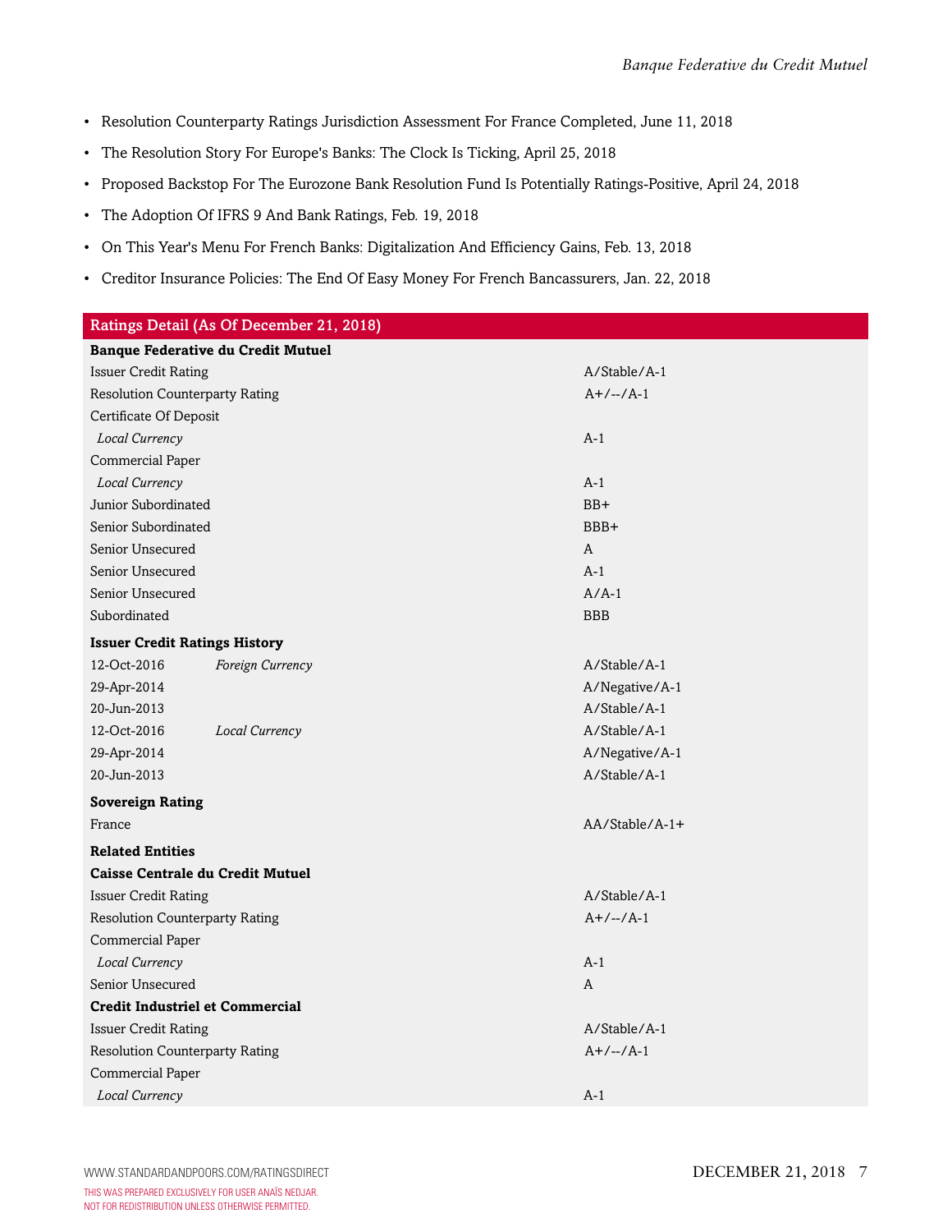- Resolution Counterparty Ratings Jurisdiction Assessment For France Completed, June 11, 2018
- The Resolution Story For Europe's Banks: The Clock Is Ticking, April 25, 2018
- Proposed Backstop For The Eurozone Bank Resolution Fund Is Potentially Ratings-Positive, April 24, 2018
- The Adoption Of IFRS 9 And Bank Ratings, Feb. 19, 2018
- On This Year's Menu For French Banks: Digitalization And Efficiency Gains, Feb. 13, 2018
- Creditor Insurance Policies: The End Of Easy Money For French Bancassurers, Jan. 22, 2018

| Ratings Detail (As Of December 21, 2018) | | |
|---|---|---|
| **Banque Federative du Credit Mutuel** | | |
| Issuer Credit Rating | | A/Stable/A-1 |
| Resolution Counterparty Rating | | A+/--/A-1 |
| Certificate Of Deposit | | |
| *Local Currency* | | A-1 |
| Commercial Paper | | |
| *Local Currency* | | A-1 |
| Junior Subordinated | | BB+ |
| Senior Subordinated | | BBB+ |
| Senior Unsecured | | A |
| Senior Unsecured | | A-1 |
| Senior Unsecured | | A/A-1 |
| Subordinated | | BBB |
| **Issuer Credit Ratings History** | | |
| 12-Oct-2016 | *Foreign Currency* | A/Stable/A-1 |
| 29-Apr-2014 | | A/Negative/A-1 |
| 20-Jun-2013 | | A/Stable/A-1 |
| 12-Oct-2016 | *Local Currency* | A/Stable/A-1 |
| 29-Apr-2014 | | A/Negative/A-1 |
| 20-Jun-2013 | | A/Stable/A-1 |
| **Sovereign Rating** | | |
| France | | AA/Stable/A-1+ |
| **Related Entities** | | |
| **Caisse Centrale du Credit Mutuel** | | |
| Issuer Credit Rating | | A/Stable/A-1 |
| Resolution Counterparty Rating | | A+/--/A-1 |
| Commercial Paper | | |
| *Local Currency* | | A-1 |
| Senior Unsecured | | A |
| **Credit Industriel et Commercial** | | |
| Issuer Credit Rating | | A/Stable/A-1 |
| Resolution Counterparty Rating | | A+/--/A-1 |
| Commercial Paper | | |
| *Local Currency* | | A-1 |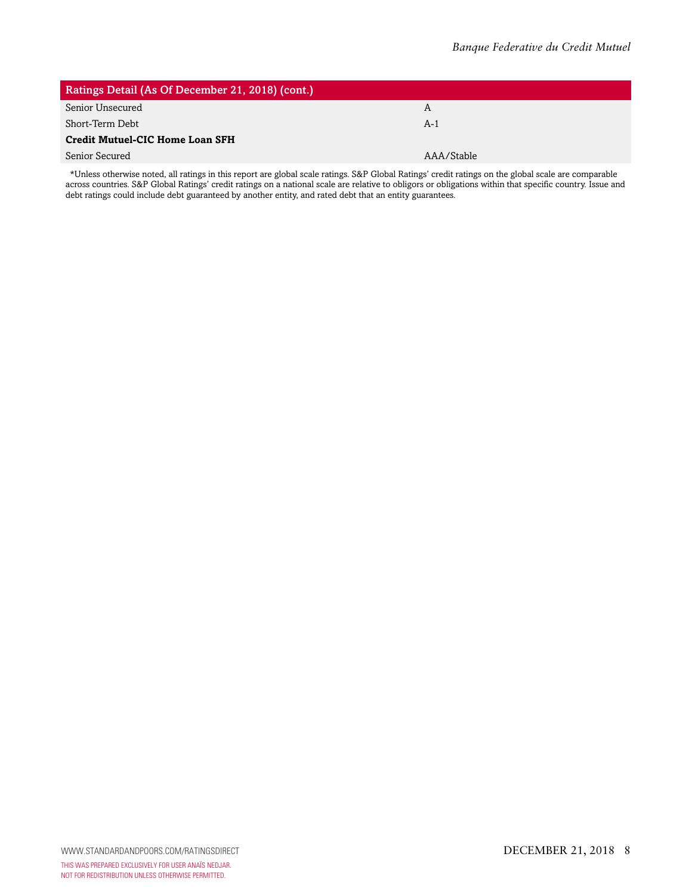| Ratings Detail (As Of December 21, 2018) (cont.) | |
|---|---|
| Senior Unsecured | A |
| Short-Term Debt | A-1 |
| **Credit Mutuel-CIC Home Loan SFH** | |
| Senior Secured | AAA/Stable |

*Unless otherwise noted, all ratings in this report are global scale ratings. S&P Global Ratings' credit ratings on the global scale are comparable across countries. S&P Global Ratings' credit ratings on a national scale are relative to obligors or obligations within that specific country. Issue and debt ratings could include debt guaranteed by another entity, and rated debt that an entity guarantees.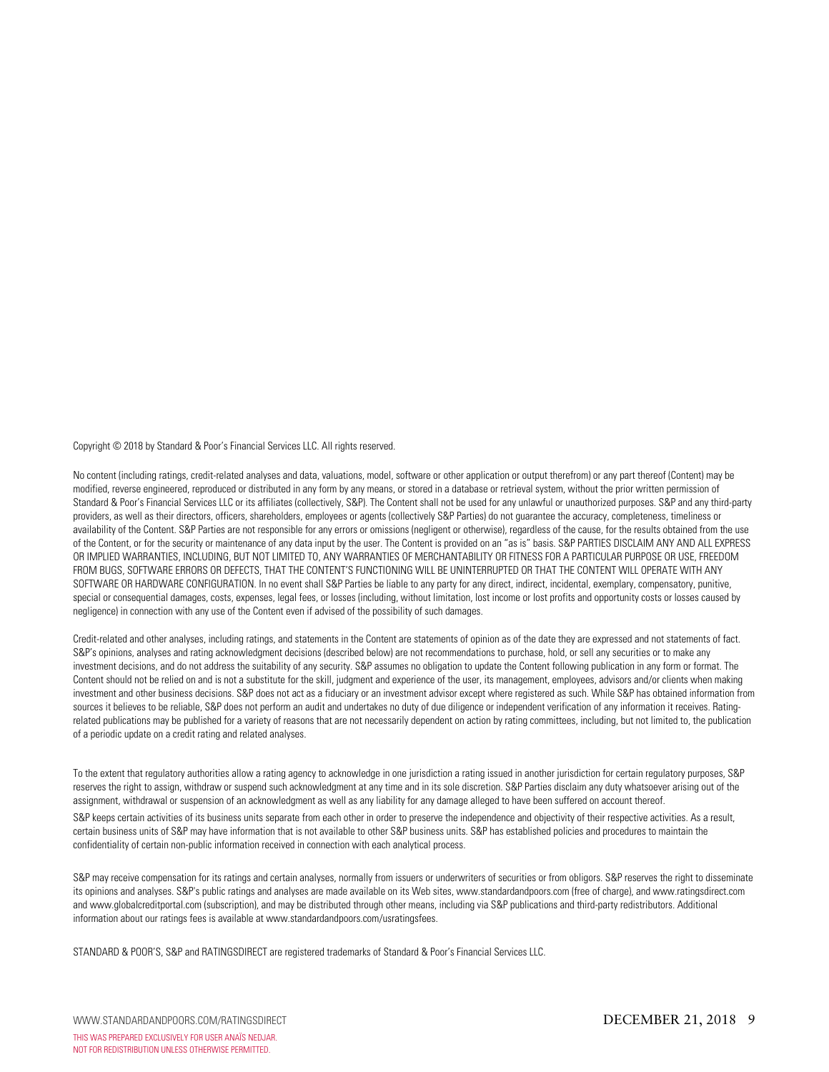Copyright © 2018 by Standard & Poor's Financial Services LLC. All rights reserved.

No content (including ratings, credit-related analyses and data, valuations, model, software or other application or output therefrom) or any part thereof (Content) may be modified, reverse engineered, reproduced or distributed in any form by any means, or stored in a database or retrieval system, without the prior written permission of Standard & Poor's Financial Services LLC or its affiliates (collectively, S&P). The Content shall not be used for any unlawful or unauthorized purposes. S&P and any third-party providers, as well as their directors, officers, shareholders, employees or agents (collectively S&P Parties) do not guarantee the accuracy, completeness, timeliness or availability of the Content. S&P Parties are not responsible for any errors or omissions (negligent or otherwise), regardless of the cause, for the results obtained from the use of the Content, or for the security or maintenance of any data input by the user. The Content is provided on an "as is" basis. S&P PARTIES DISCLAIM ANY AND ALL EXPRESS OR IMPLIED WARRANTIES, INCLUDING, BUT NOT LIMITED TO, ANY WARRANTIES OF MERCHANTABILITY OR FITNESS FOR A PARTICULAR PURPOSE OR USE, FREEDOM FROM BUGS, SOFTWARE ERRORS OR DEFECTS, THAT THE CONTENT'S FUNCTIONING WILL BE UNINTERRUPTED OR THAT THE CONTENT WILL OPERATE WITH ANY SOFTWARE OR HARDWARE CONFIGURATION. In no event shall S&P Parties be liable to any party for any direct, indirect, incidental, exemplary, compensatory, punitive, special or consequential damages, costs, expenses, legal fees, or losses (including, without limitation, lost income or lost profits and opportunity costs or losses caused by negligence) in connection with any use of the Content even if advised of the possibility of such damages.

Credit-related and other analyses, including ratings, and statements in the Content are statements of opinion as of the date they are expressed and not statements of fact. S&P's opinions, analyses and rating acknowledgment decisions (described below) are not recommendations to purchase, hold, or sell any securities or to make any investment decisions, and do not address the suitability of any security. S&P assumes no obligation to update the Content following publication in any form or format. The Content should not be relied on and is not a substitute for the skill, judgment and experience of the user, its management, employees, advisors and/or clients when making investment and other business decisions. S&P does not act as a fiduciary or an investment advisor except where registered as such. While S&P has obtained information from sources it believes to be reliable, S&P does not perform an audit and undertakes no duty of due diligence or independent verification of any information it receives. Rating-related publications may be published for a variety of reasons that are not necessarily dependent on action by rating committees, including, but not limited to, the publication of a periodic update on a credit rating and related analyses.

To the extent that regulatory authorities allow a rating agency to acknowledge in one jurisdiction a rating issued in another jurisdiction for certain regulatory purposes, S&P reserves the right to assign, withdraw or suspend such acknowledgment at any time and in its sole discretion. S&P Parties disclaim any duty whatsoever arising out of the assignment, withdrawal or suspension of an acknowledgment as well as any liability for any damage alleged to have been suffered on account thereof.

S&P keeps certain activities of its business units separate from each other in order to preserve the independence and objectivity of their respective activities. As a result, certain business units of S&P may have information that is not available to other S&P business units. S&P has established policies and procedures to maintain the confidentiality of certain non-public information received in connection with each analytical process.

S&P may receive compensation for its ratings and certain analyses, normally from issuers or underwriters of securities or from obligors. S&P reserves the right to disseminate its opinions and analyses. S&P's public ratings and analyses are made available on its Web sites, www.standardandpoors.com (free of charge), and www.ratingsdirect.com and www.globalcreditportal.com (subscription), and may be distributed through other means, including via S&P publications and third-party redistributors. Additional information about our ratings fees is available at www.standardandpoors.com/usratingsfees.

STANDARD & POOR'S, S&P and RATINGSDIRECT are registered trademarks of Standard & Poor's Financial Services LLC.